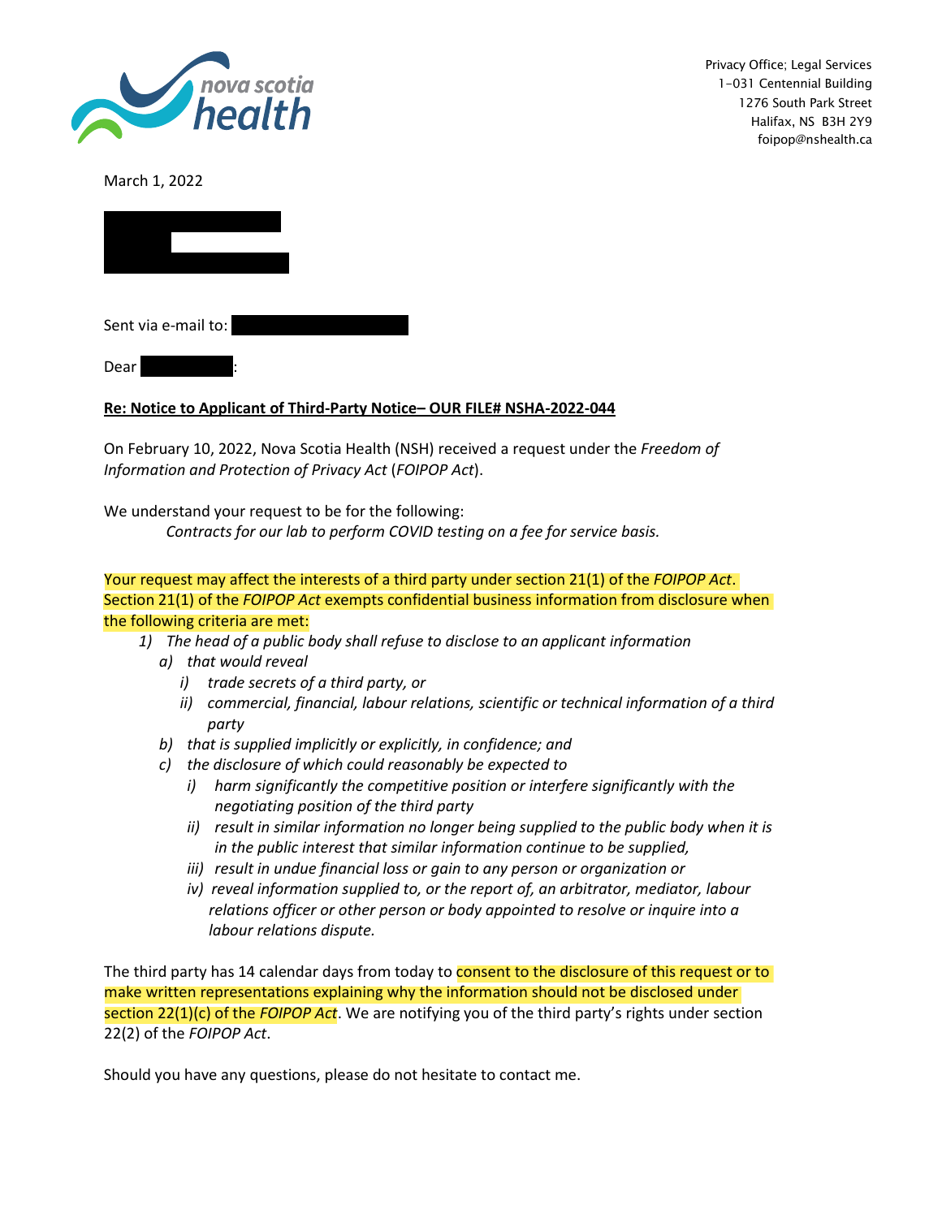Privacy Office; Legal Services
1-031 Centennial Building
1276 South Park Street
Halifax, NS B3H 2Y9
foipop@nshealth.ca

March 1, 2022

Sent via e-mail to:

Dear :

**Re: Notice to Applicant of Third-Party Notice– OUR FILE# NSHA-2022-044**

On February 10, 2022, Nova Scotia Health (NSH) received a request under the *Freedom of Information and Protection of Privacy Act* (*FOIPOP Act*).

We understand your request to be for the following:

> *Contracts for our lab to perform COVID testing on a fee for service basis.*

Your request may affect the interests of a third party under section 21(1) of the *FOIPOP Act*. Section 21(1) of the *FOIPOP Act* exempts confidential business information from disclosure when the following criteria are met:

1) *The head of a public body shall refuse to disclose to an applicant information*
   a) *that would reveal*
      i) *trade secrets of a third party, or*
      ii) *commercial, financial, labour relations, scientific or technical information of a third party*
   b) *that is supplied implicitly or explicitly, in confidence; and*
   c) *the disclosure of which could reasonably be expected to*
      i) *harm significantly the competitive position or interfere significantly with the negotiating position of the third party*
      ii) *result in similar information no longer being supplied to the public body when it is in the public interest that similar information continue to be supplied,*
      iii) *result in undue financial loss or gain to any person or organization or*
      iv) *reveal information supplied to, or the report of, an arbitrator, mediator, labour relations officer or other person or body appointed to resolve or inquire into a labour relations dispute.*

The third party has 14 calendar days from today to consent to the disclosure of this request or to make written representations explaining why the information should not be disclosed under section 22(1)(c) of the *FOIPOP Act*. We are notifying you of the third party's rights under section 22(2) of the *FOIPOP Act*.

Should you have any questions, please do not hesitate to contact me.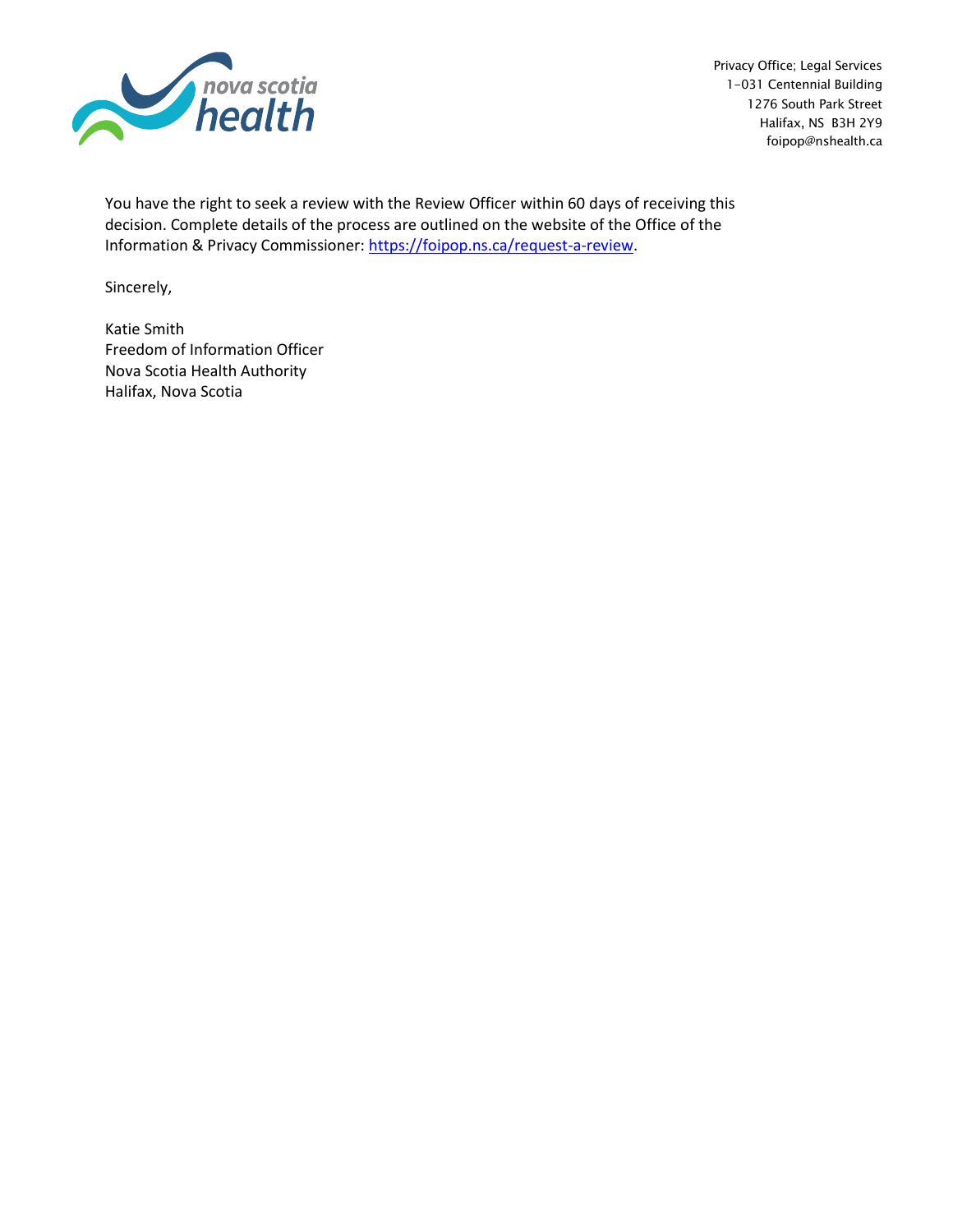Privacy Office; Legal Services
1-031 Centennial Building
1276 South Park Street
Halifax, NS B3H 2Y9
foipop@nshealth.ca

You have the right to seek a review with the Review Officer within 60 days of receiving this decision. Complete details of the process are outlined on the website of the Office of the Information & Privacy Commissioner: https://foipop.ns.ca/request-a-review.

Sincerely,

Katie Smith
Freedom of Information Officer
Nova Scotia Health Authority
Halifax, Nova Scotia